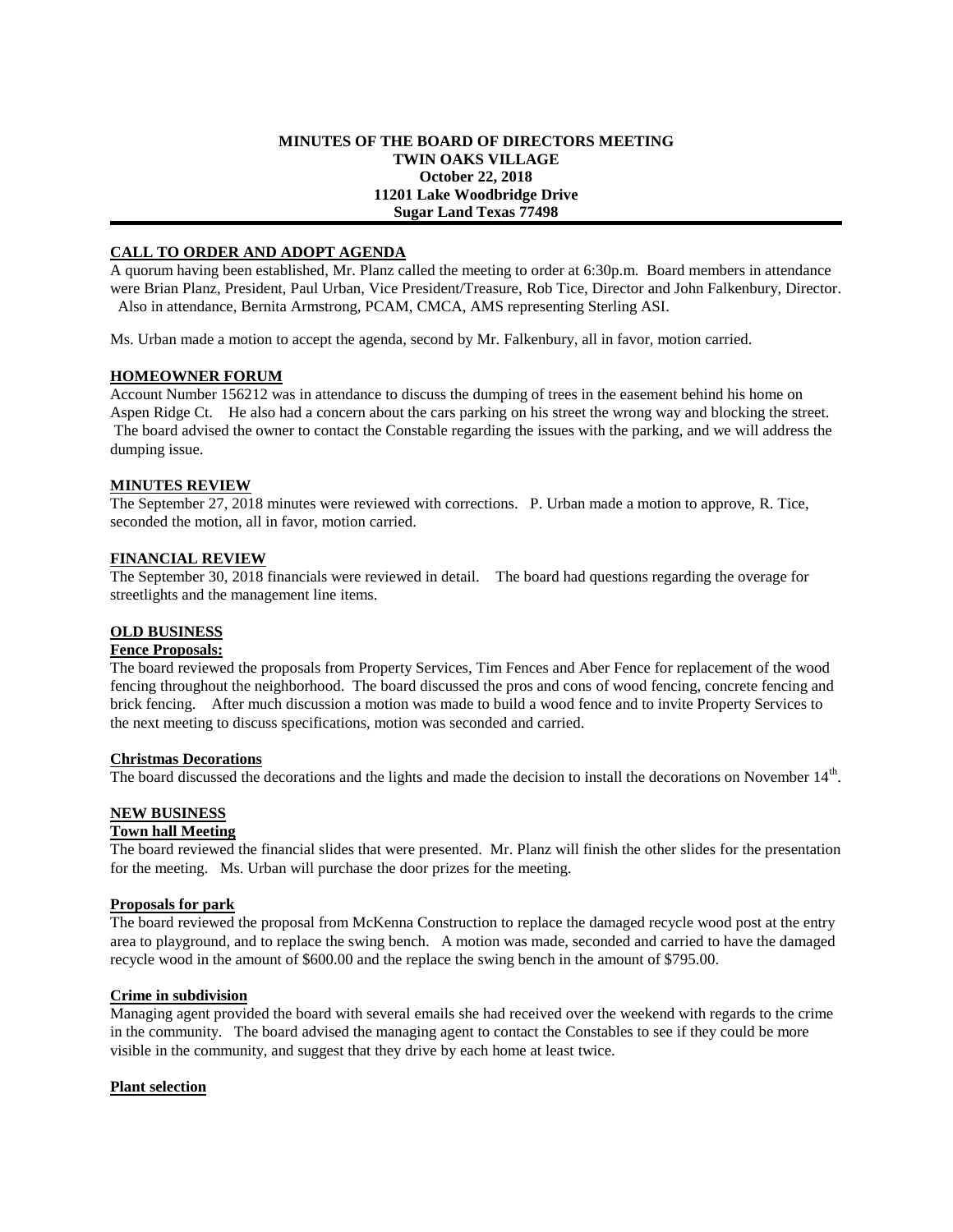**MINUTES OF THE BOARD OF DIRECTORS MEETING**
**TWIN OAKS VILLAGE**
**October 22, 2018**
**11201 Lake Woodbridge Drive**
**Sugar Land Texas 77498**

---

## CALL TO ORDER AND ADOPT AGENDA

A quorum having been established, Mr. Planz called the meeting to order at 6:30p.m. Board members in attendance were Brian Planz, President, Paul Urban, Vice President/Treasure, Rob Tice, Director and John Falkenbury, Director. Also in attendance, Bernita Armstrong, PCAM, CMCA, AMS representing Sterling ASI.

Ms. Urban made a motion to accept the agenda, second by Mr. Falkenbury, all in favor, motion carried.

## HOMEOWNER FORUM

Account Number 156212 was in attendance to discuss the dumping of trees in the easement behind his home on Aspen Ridge Ct. He also had a concern about the cars parking on his street the wrong way and blocking the street. The board advised the owner to contact the Constable regarding the issues with the parking, and we will address the dumping issue.

## MINUTES REVIEW

The September 27, 2018 minutes were reviewed with corrections. P. Urban made a motion to approve, R. Tice, seconded the motion, all in favor, motion carried.

## FINANCIAL REVIEW

The September 30, 2018 financials were reviewed in detail. The board had questions regarding the overage for streetlights and the management line items.

## OLD BUSINESS

### Fence Proposals:

The board reviewed the proposals from Property Services, Tim Fences and Aber Fence for replacement of the wood fencing throughout the neighborhood. The board discussed the pros and cons of wood fencing, concrete fencing and brick fencing. After much discussion a motion was made to build a wood fence and to invite Property Services to the next meeting to discuss specifications, motion was seconded and carried.

### Christmas Decorations

The board discussed the decorations and the lights and made the decision to install the decorations on November 14th.

## NEW BUSINESS

### Town hall Meeting

The board reviewed the financial slides that were presented. Mr. Planz will finish the other slides for the presentation for the meeting. Ms. Urban will purchase the door prizes for the meeting.

### Proposals for park

The board reviewed the proposal from McKenna Construction to replace the damaged recycle wood post at the entry area to playground, and to replace the swing bench. A motion was made, seconded and carried to have the damaged recycle wood in the amount of $600.00 and the replace the swing bench in the amount of $795.00.

### Crime in subdivision

Managing agent provided the board with several emails she had received over the weekend with regards to the crime in the community. The board advised the managing agent to contact the Constables to see if they could be more visible in the community, and suggest that they drive by each home at least twice.

### Plant selection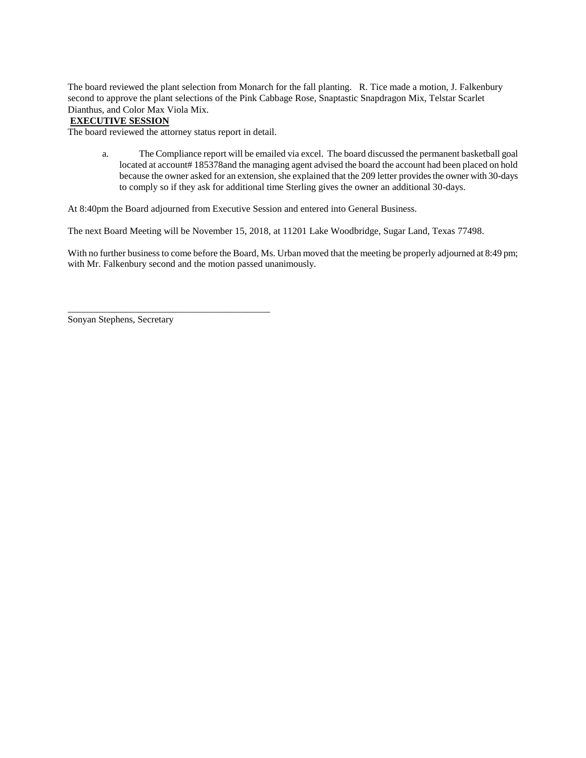The board reviewed the plant selection from Monarch for the fall planting. R. Tice made a motion, J. Falkenbury second to approve the plant selections of the Pink Cabbage Rose, Snaptastic Snapdragon Mix, Telstar Scarlet Dianthus, and Color Max Viola Mix.

**EXECUTIVE SESSION**

The board reviewed the attorney status report in detail.

a. The Compliance report will be emailed via excel. The board discussed the permanent basketball goal located at account# 185378and the managing agent advised the board the account had been placed on hold because the owner asked for an extension, she explained that the 209 letter provides the owner with 30-days to comply so if they ask for additional time Sterling gives the owner an additional 30-days.

At 8:40pm the Board adjourned from Executive Session and entered into General Business.

The next Board Meeting will be November 15, 2018, at 11201 Lake Woodbridge, Sugar Land, Texas 77498.

With no further business to come before the Board, Ms. Urban moved that the meeting be properly adjourned at 8:49 pm; with Mr. Falkenbury second and the motion passed unanimously.

\_\_\_\_\_\_\_\_\_\_\_\_\_\_\_\_\_\_\_\_\_\_\_\_\_\_\_\_\_\_\_\_\_\_\_\_\_\_\_\_\_\_

Sonyan Stephens, Secretary